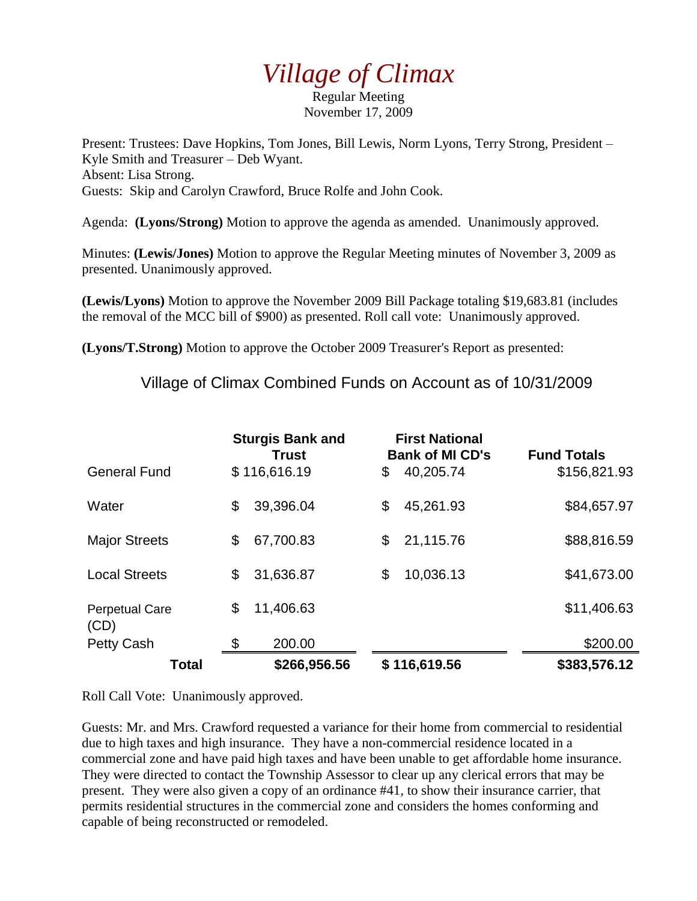# *Village of Climax*

Regular Meeting
November 17, 2009

Present: Trustees: Dave Hopkins, Tom Jones, Bill Lewis, Norm Lyons, Terry Strong, President – Kyle Smith and Treasurer – Deb Wyant.
Absent: Lisa Strong.
Guests: Skip and Carolyn Crawford, Bruce Rolfe and John Cook.

Agenda: **(Lyons/Strong)** Motion to approve the agenda as amended. Unanimously approved.

Minutes: **(Lewis/Jones)** Motion to approve the Regular Meeting minutes of November 3, 2009 as presented. Unanimously approved.

**(Lewis/Lyons)** Motion to approve the November 2009 Bill Package totaling $19,683.81 (includes the removal of the MCC bill of $900) as presented. Roll call vote: Unanimously approved.

**(Lyons/T.Strong)** Motion to approve the October 2009 Treasurer's Report as presented:

Village of Climax Combined Funds on Account as of 10/31/2009

| | **Sturgis Bank and Trust** | **First National Bank of MI CD's** | **Fund Totals** |
|---|---|---|---|
| General Fund | $ 116,616.19 | $ 40,205.74 | $156,821.93 |
| Water | $ 39,396.04 | $ 45,261.93 | $84,657.97 |
| Major Streets | $ 67,700.83 | $ 21,115.76 | $88,816.59 |
| Local Streets | $ 31,636.87 | $ 10,036.13 | $41,673.00 |
| Perpetual Care (CD) | $ 11,406.63 | | $11,406.63 |
| Petty Cash | $ 200.00 | | $200.00 |
| **Total** | **$266,956.56** | **$ 116,619.56** | **$383,576.12** |

Roll Call Vote: Unanimously approved.

Guests: Mr. and Mrs. Crawford requested a variance for their home from commercial to residential due to high taxes and high insurance. They have a non-commercial residence located in a commercial zone and have paid high taxes and have been unable to get affordable home insurance. They were directed to contact the Township Assessor to clear up any clerical errors that may be present. They were also given a copy of an ordinance #41, to show their insurance carrier, that permits residential structures in the commercial zone and considers the homes conforming and capable of being reconstructed or remodeled.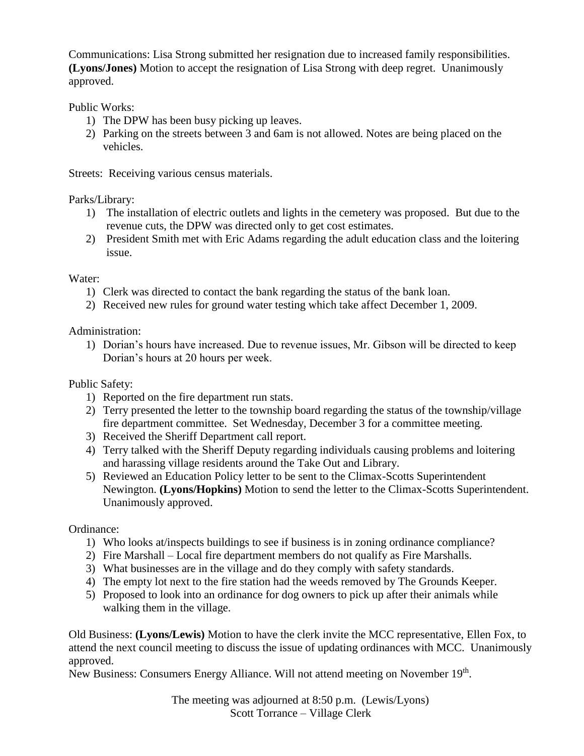Communications: Lisa Strong submitted her resignation due to increased family responsibilities. **(Lyons/Jones)** Motion to accept the resignation of Lisa Strong with deep regret. Unanimously approved.

Public Works:

1) The DPW has been busy picking up leaves.
2) Parking on the streets between 3 and 6am is not allowed. Notes are being placed on the vehicles.

Streets: Receiving various census materials.

Parks/Library:

1) The installation of electric outlets and lights in the cemetery was proposed. But due to the revenue cuts, the DPW was directed only to get cost estimates.
2) President Smith met with Eric Adams regarding the adult education class and the loitering issue.

Water:

1) Clerk was directed to contact the bank regarding the status of the bank loan.
2) Received new rules for ground water testing which take affect December 1, 2009.

Administration:

1) Dorian's hours have increased. Due to revenue issues, Mr. Gibson will be directed to keep Dorian's hours at 20 hours per week.

Public Safety:

1) Reported on the fire department run stats.
2) Terry presented the letter to the township board regarding the status of the township/village fire department committee. Set Wednesday, December 3 for a committee meeting.
3) Received the Sheriff Department call report.
4) Terry talked with the Sheriff Deputy regarding individuals causing problems and loitering and harassing village residents around the Take Out and Library.
5) Reviewed an Education Policy letter to be sent to the Climax-Scotts Superintendent Newington. **(Lyons/Hopkins)** Motion to send the letter to the Climax-Scotts Superintendent. Unanimously approved.

Ordinance:

1) Who looks at/inspects buildings to see if business is in zoning ordinance compliance?
2) Fire Marshall – Local fire department members do not qualify as Fire Marshalls.
3) What businesses are in the village and do they comply with safety standards.
4) The empty lot next to the fire station had the weeds removed by The Grounds Keeper.
5) Proposed to look into an ordinance for dog owners to pick up after their animals while walking them in the village.

Old Business: **(Lyons/Lewis)** Motion to have the clerk invite the MCC representative, Ellen Fox, to attend the next council meeting to discuss the issue of updating ordinances with MCC. Unanimously approved.

New Business: Consumers Energy Alliance. Will not attend meeting on November 19th.

The meeting was adjourned at 8:50 p.m. (Lewis/Lyons)

Scott Torrance – Village Clerk